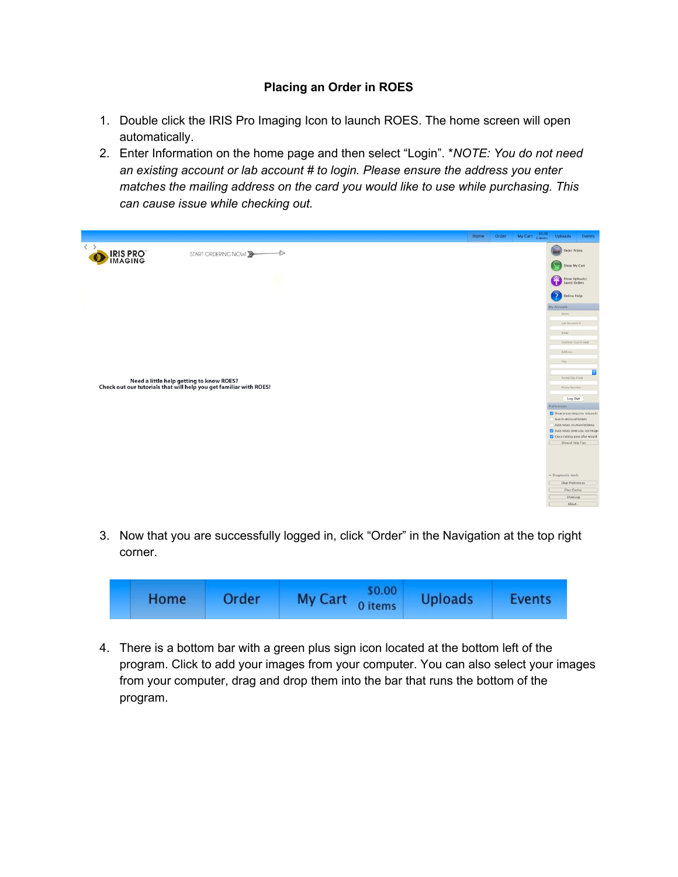# Placing an Order in ROES

1. Double click the IRIS Pro Imaging Icon to launch ROES. The home screen will open automatically.
2. Enter Information on the home page and then select "Login". **NOTE: You do not need an existing account or lab account # to login. Please ensure the address you enter matches the mailing address on the card you would like to use while purchasing. This can cause issue while checking out.*

3. Now that you are successfully logged in, click "Order" in the Navigation at the top right corner.

4. There is a bottom bar with a green plus sign icon located at the bottom left of the program. Click to add your images from your computer. You can also select your images from your computer, drag and drop them into the bar that runs the bottom of the program.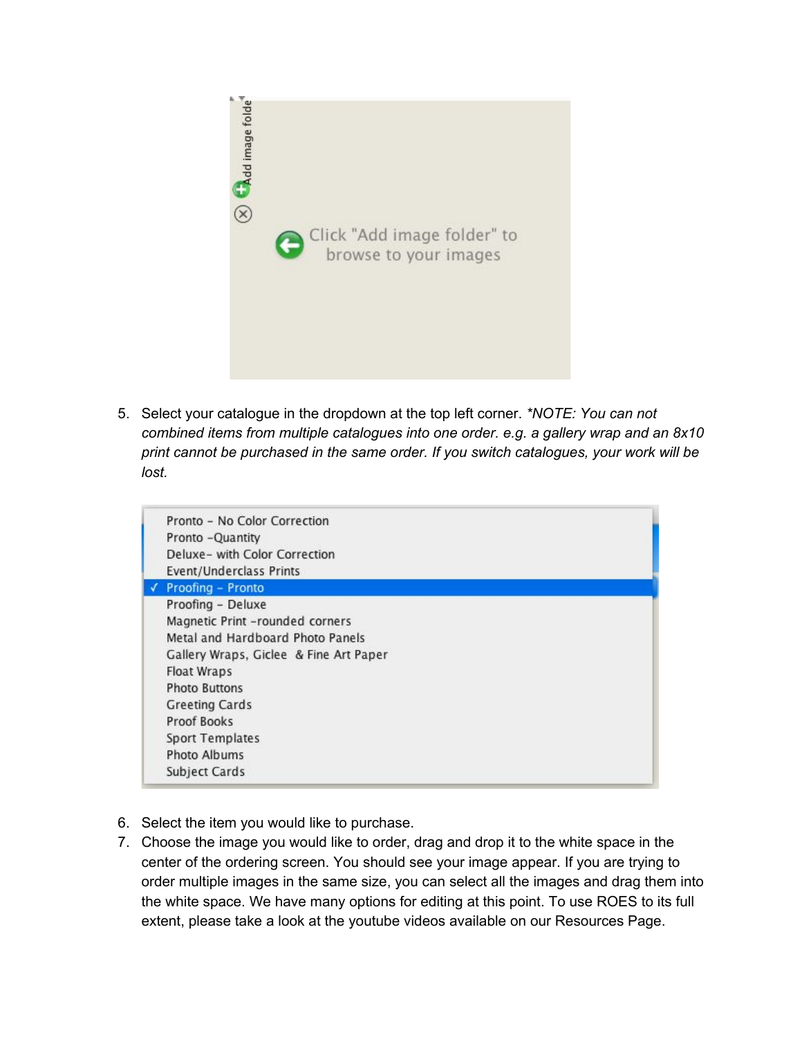5. Select your catalogue in the dropdown at the top left corner. *\*NOTE: You can not combined items from multiple catalogues into one order. e.g. a gallery wrap and an 8x10 print cannot be purchased in the same order. If you switch catalogues, your work will be lost.*

6. Select the item you would like to purchase.
7. Choose the image you would like to order, drag and drop it to the white space in the center of the ordering screen. You should see your image appear. If you are trying to order multiple images in the same size, you can select all the images and drag them into the white space. We have many options for editing at this point. To use ROES to its full extent, please take a look at the youtube videos available on our Resources Page.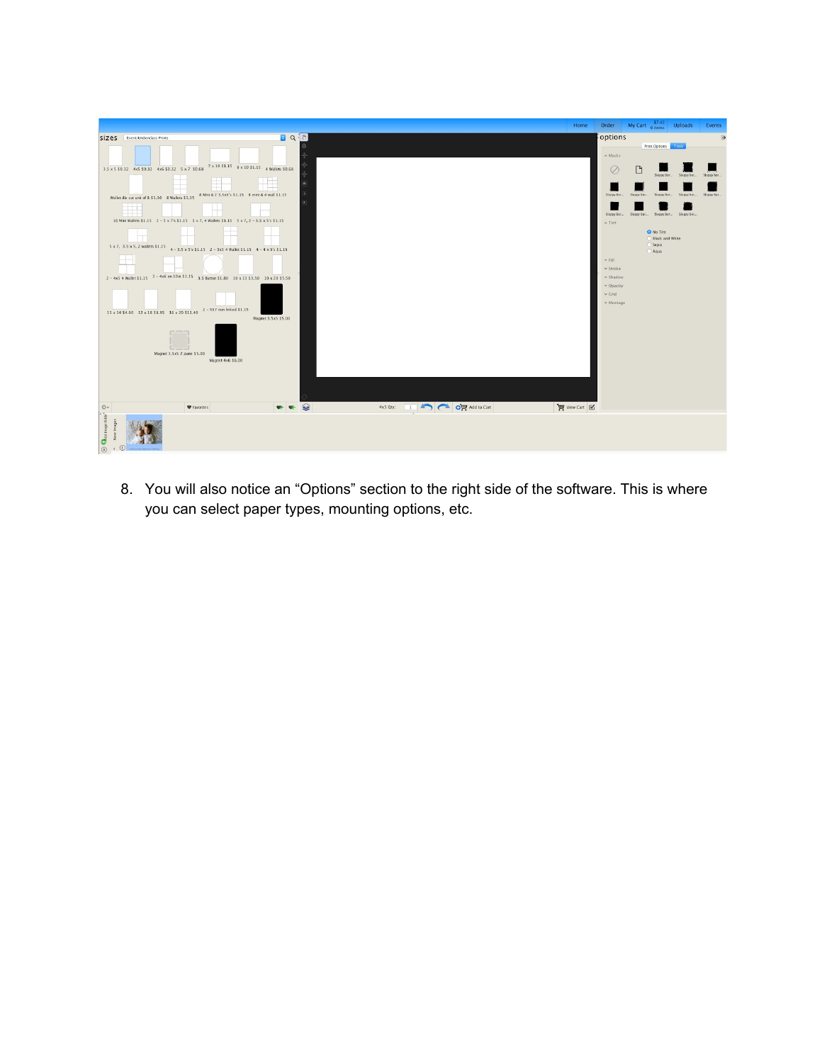8. You will also notice an “Options” section to the right side of the software. This is where you can select paper types, mounting options, etc.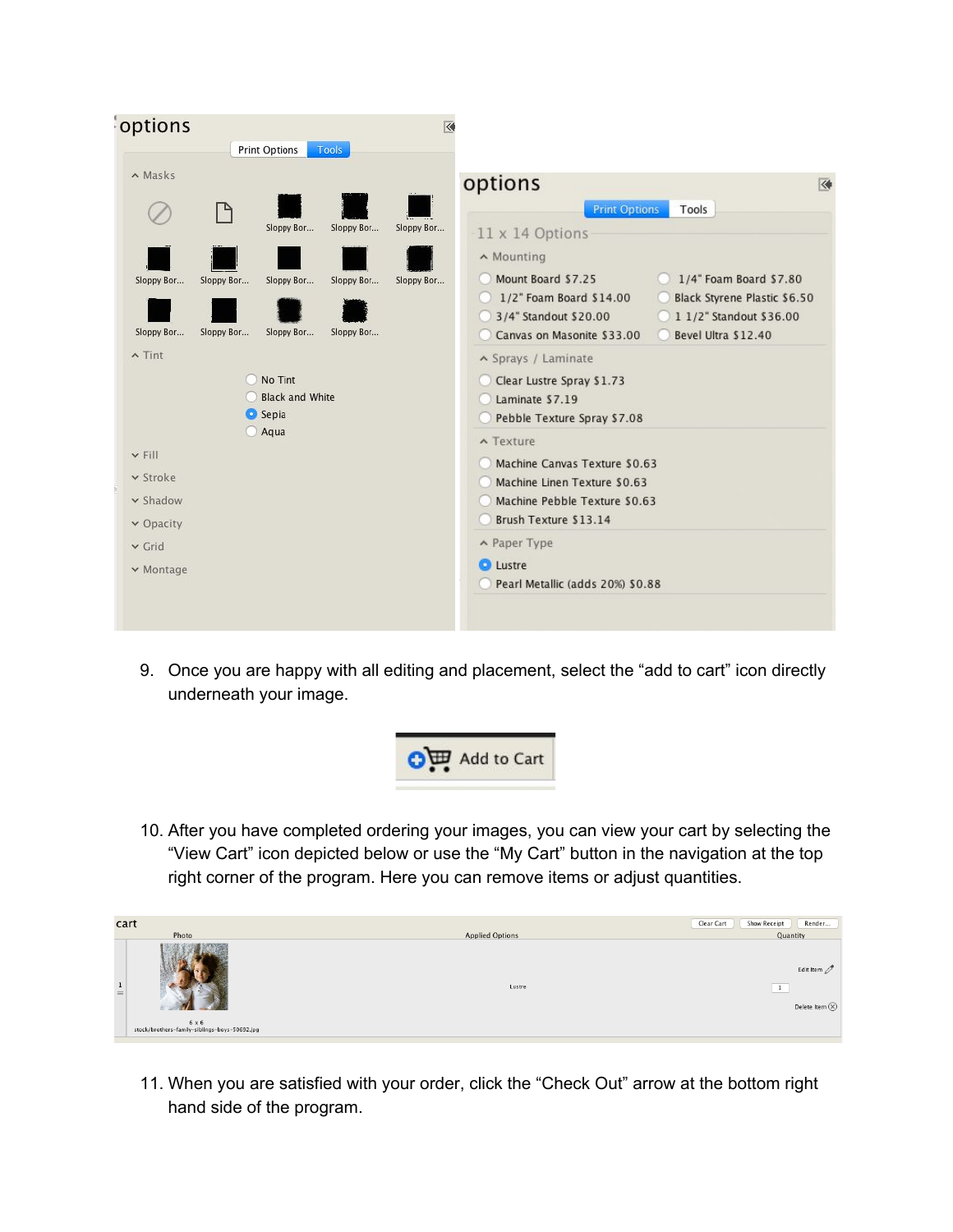9. Once you are happy with all editing and placement, select the “add to cart” icon directly underneath your image.

10. After you have completed ordering your images, you can view your cart by selecting the “View Cart” icon depicted below or use the “My Cart” button in the navigation at the top right corner of the program. Here you can remove items or adjust quantities.

11. When you are satisfied with your order, click the “Check Out” arrow at the bottom right hand side of the program.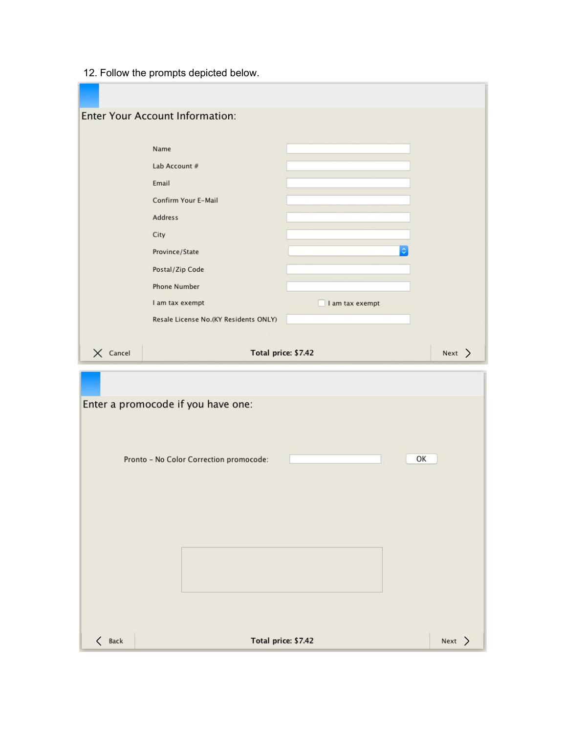12. Follow the prompts depicted below.

Enter Your Account Information:

Name

Lab Account #

Email

Confirm Your E-Mail

Address

City

Province/State

Postal/Zip Code

Phone Number

I am tax exempt — I am tax exempt

Resale License No.(KY Residents ONLY)

Cancel — **Total price: $7.42** — Next

Enter a promocode if you have one:

Pronto - No Color Correction promocode: — OK

Back — **Total price: $7.42** — Next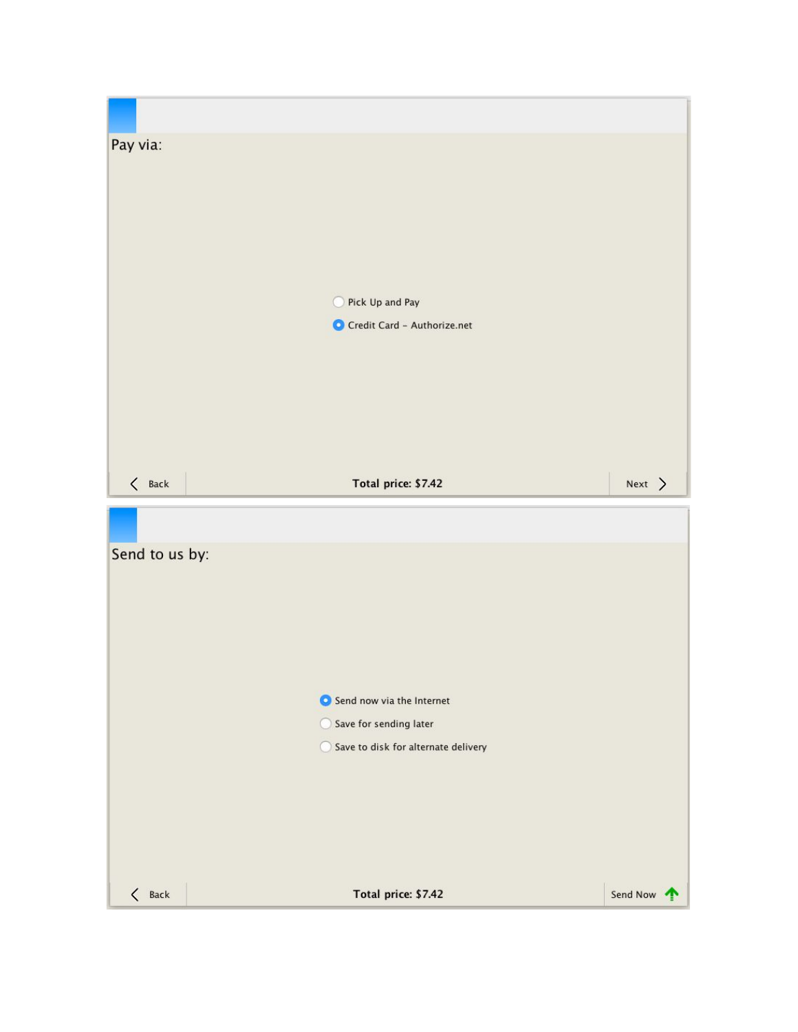Pay via:

- ○ Pick Up and Pay
- ◉ Credit Card – Authorize.net

< Back | **Total price: $7.42** | Next >

Send to us by:

- ◉ Send now via the Internet
- ○ Save for sending later
- ○ Save to disk for alternate delivery

< Back | **Total price: $7.42** | Send Now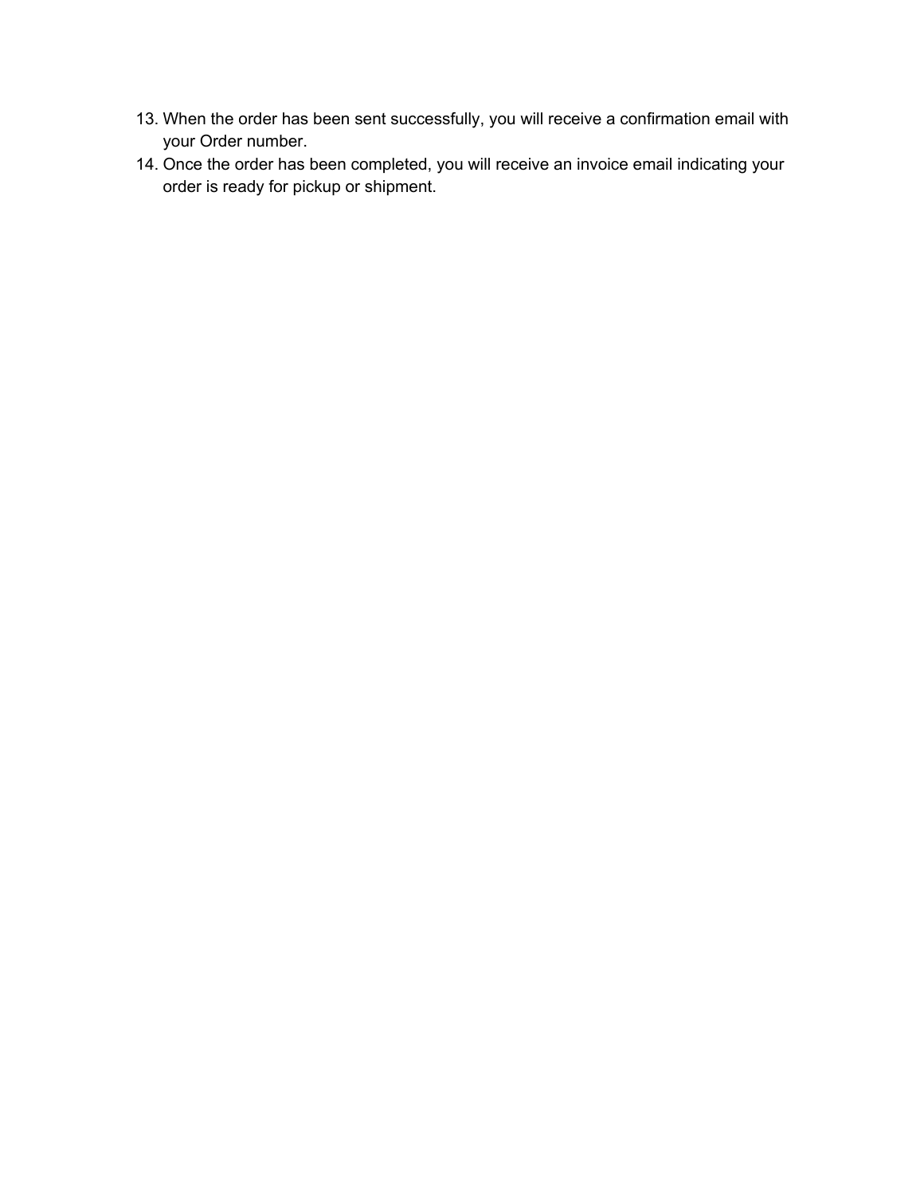13. When the order has been sent successfully, you will receive a confirmation email with your Order number.
14. Once the order has been completed, you will receive an invoice email indicating your order is ready for pickup or shipment.